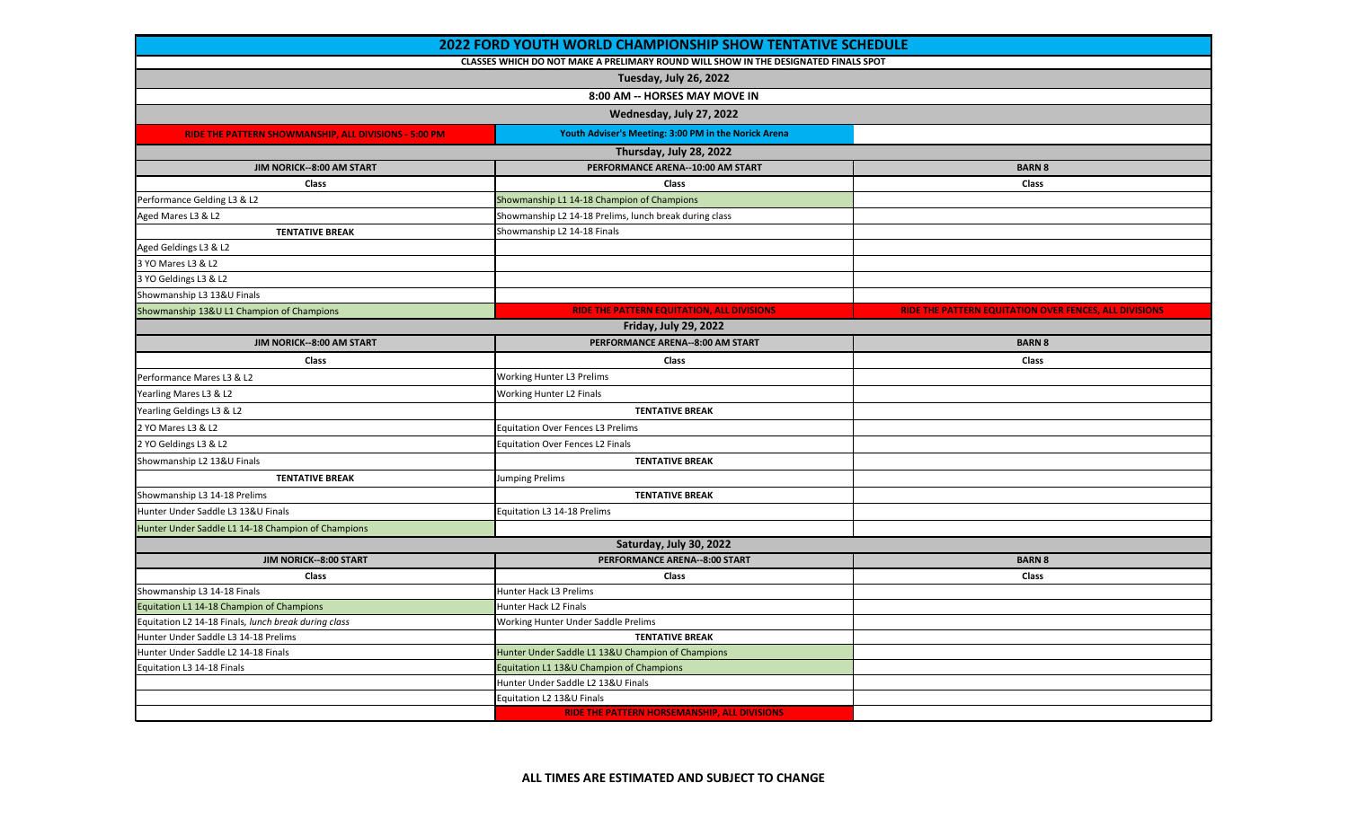# 2022 FORD YOUTH WORLD CHAMPIONSHIP SHOW TENTATIVE SCHEDULE

CLASSES WHICH DO NOT MAKE A PRELIMARY ROUND WILL SHOW IN THE DESIGNATED FINALS SPOT

## Tuesday, July 26, 2022

8:00 AM -- HORSES MAY MOVE IN

## Wednesday, July 27, 2022

| | | |
|---|---|---|
| RIDE THE PATTERN SHOWMANSHIP, ALL DIVISIONS - 5:00 PM | Youth Adviser's Meeting: 3:00 PM in the Norick Arena | |

## Thursday, July 28, 2022

| JIM NORICK--8:00 AM START | PERFORMANCE ARENA--10:00 AM START | BARN 8 |
|---|---|---|
| Class | Class | Class |
| Performance Gelding L3 & L2 | Showmanship L1 14-18 Champion of Champions | |
| Aged Mares L3 & L2 | Showmanship L2 14-18 Prelims, lunch break during class | |
| TENTATIVE BREAK | Showmanship L2 14-18 Finals | |
| Aged Geldings L3 & L2 | | |
| 3 YO Mares L3 & L2 | | |
| 3 YO Geldings L3 & L2 | | |
| Showmanship L3 13&U Finals | | |
| Showmanship 13&U L1 Champion of Champions | RIDE THE PATTERN EQUITATION, ALL DIVISIONS | RIDE THE PATTERN EQUITATION OVER FENCES, ALL DIVISIONS |

## Friday, July 29, 2022

| JIM NORICK--8:00 AM START | PERFORMANCE ARENA--8:00 AM START | BARN 8 |
|---|---|---|
| Class | Class | Class |
| Performance Mares L3 & L2 | Working Hunter L3 Prelims | |
| Yearling Mares L3 & L2 | Working Hunter L2 Finals | |
| Yearling Geldings L3 & L2 | TENTATIVE BREAK | |
| 2 YO Mares L3 & L2 | Equitation Over Fences L3 Prelims | |
| 2 YO Geldings L3 & L2 | Equitation Over Fences L2 Finals | |
| Showmanship L2 13&U Finals | TENTATIVE BREAK | |
| TENTATIVE BREAK | Jumping Prelims | |
| Showmanship L3 14-18 Prelims | TENTATIVE BREAK | |
| Hunter Under Saddle L3 13&U Finals | Equitation L3 14-18 Prelims | |
| Hunter Under Saddle L1 14-18 Champion of Champions | | |

## Saturday, July 30, 2022

| JIM NORICK--8:00 START | PERFORMANCE ARENA--8:00 START | BARN 8 |
|---|---|---|
| Class | Class | Class |
| Showmanship L3 14-18 Finals | Hunter Hack L3 Prelims | |
| Equitation L1 14-18 Champion of Champions | Hunter Hack L2 Finals | |
| Equitation L2 14-18 Finals, *lunch break during class* | Working Hunter Under Saddle Prelims | |
| Hunter Under Saddle L3 14-18 Prelims | TENTATIVE BREAK | |
| Hunter Under Saddle L2 14-18 Finals | Hunter Under Saddle L1 13&U Champion of Champions | |
| Equitation L3 14-18 Finals | Equitation L1 13&U Champion of Champions | |
| | Hunter Under Saddle L2 13&U Finals | |
| | Equitation L2 13&U Finals | |
| | RIDE THE PATTERN HORSEMANSHIP, ALL DIVISIONS | |

**ALL TIMES ARE ESTIMATED AND SUBJECT TO CHANGE**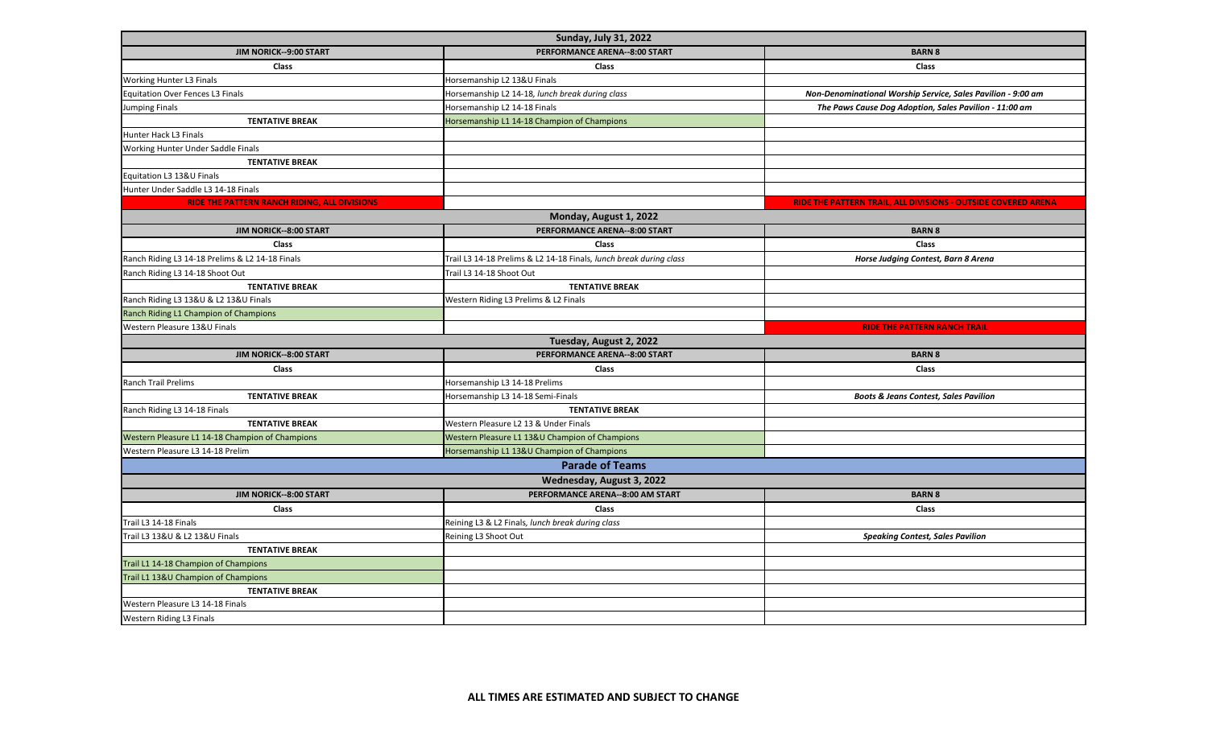| Sunday, July 31, 2022 | | |
|---|---|---|
| **JIM NORICK--9:00 START** | **PERFORMANCE ARENA--8:00 START** | **BARN 8** |
| **Class** | **Class** | **Class** |
| Working Hunter L3 Finals | Horsemanship L2 13&U Finals | |
| Equitation Over Fences L3 Finals | Horsemanship L2 14-18, *lunch break during class* | ***Non-Denominational Worship Service, Sales Pavilion - 9:00 am*** |
| Jumping Finals | Horsemanship L2 14-18 Finals | ***The Paws Cause Dog Adoption, Sales Pavilion - 11:00 am*** |
| **TENTATIVE BREAK** | Horsemanship L1 14-18 Champion of Champions | |
| Hunter Hack L3 Finals | | |
| Working Hunter Under Saddle Finals | | |
| **TENTATIVE BREAK** | | |
| Equitation L3 13&U Finals | | |
| Hunter Under Saddle L3 14-18 Finals | | |
| **RIDE THE PATTERN RANCH RIDING, ALL DIVISIONS** | | **RIDE THE PATTERN TRAIL, ALL DIVISIONS - OUTSIDE COVERED ARENA** |
| **Monday, August 1, 2022** | | |
| **JIM NORICK--8:00 START** | **PERFORMANCE ARENA--8:00 START** | **BARN 8** |
| **Class** | **Class** | **Class** |
| Ranch Riding L3 14-18 Prelims & L2 14-18 Finals | Trail L3 14-18 Prelims & L2 14-18 Finals, *lunch break during class* | ***Horse Judging Contest, Barn 8 Arena*** |
| Ranch Riding L3 14-18 Shoot Out | Trail L3 14-18 Shoot Out | |
| **TENTATIVE BREAK** | **TENTATIVE BREAK** | |
| Ranch Riding L3 13&U & L2 13&U Finals | Western Riding L3 Prelims & L2 Finals | |
| Ranch Riding L1 Champion of Champions | | |
| Western Pleasure 13&U Finals | | **RIDE THE PATTERN RANCH TRAIL** |
| **Tuesday, August 2, 2022** | | |
| **JIM NORICK--8:00 START** | **PERFORMANCE ARENA--8:00 START** | **BARN 8** |
| **Class** | **Class** | **Class** |
| Ranch Trail Prelims | Horsemanship L3 14-18 Prelims | |
| **TENTATIVE BREAK** | Horsemanship L3 14-18 Semi-Finals | ***Boots & Jeans Contest, Sales Pavilion*** |
| Ranch Riding L3 14-18 Finals | **TENTATIVE BREAK** | |
| **TENTATIVE BREAK** | Western Pleasure L2 13 & Under Finals | |
| Western Pleasure L1 14-18 Champion of Champions | Western Pleasure L1 13&U Champion of Champions | |
| Western Pleasure L3 14-18 Prelim | Horsemanship L1 13&U Champion of Champions | |
| **Parade of Teams** | | |
| **Wednesday, August 3, 2022** | | |
| **JIM NORICK--8:00 START** | **PERFORMANCE ARENA--8:00 AM START** | **BARN 8** |
| **Class** | **Class** | **Class** |
| Trail L3 14-18 Finals | Reining L3 & L2 Finals, *lunch break during class* | |
| Trail L3 13&U & L2 13&U Finals | Reining L3 Shoot Out | ***Speaking Contest, Sales Pavilion*** |
| **TENTATIVE BREAK** | | |
| Trail L1 14-18 Champion of Champions | | |
| Trail L1 13&U Champion of Champions | | |
| **TENTATIVE BREAK** | | |
| Western Pleasure L3 14-18 Finals | | |
| Western Riding L3 Finals | | |

**ALL TIMES ARE ESTIMATED AND SUBJECT TO CHANGE**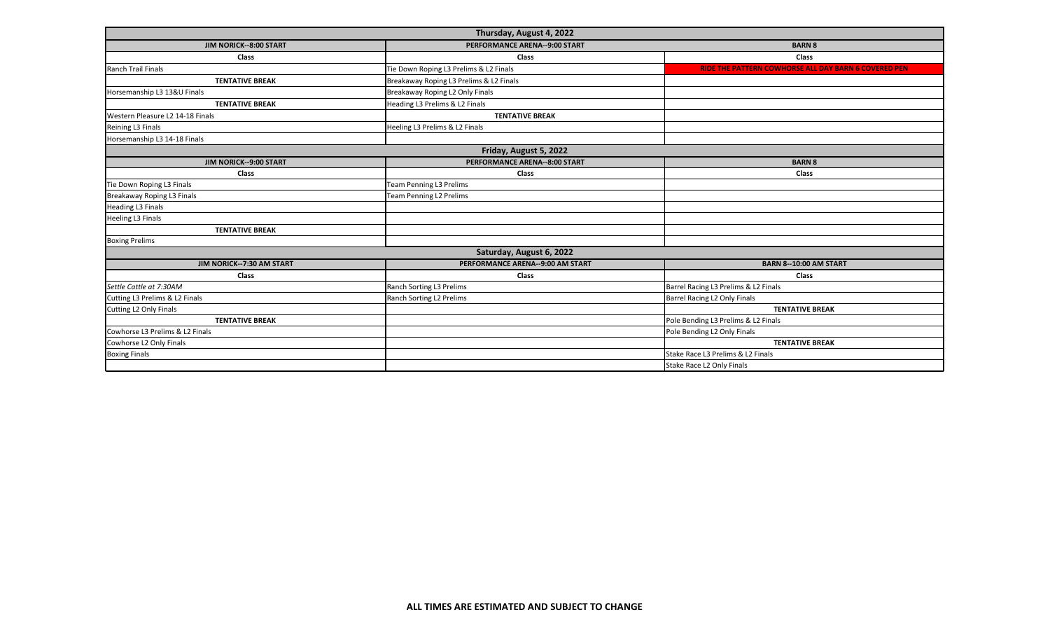| Thursday, August 4, 2022 | | |
|---|---|---|
| **JIM NORICK--8:00 START** | **PERFORMANCE ARENA--9:00 START** | **BARN 8** |
| **Class** | **Class** | **Class** |
| Ranch Trail Finals | Tie Down Roping L3 Prelims & L2 Finals | **RIDE THE PATTERN COWHORSE ALL DAY BARN 6 COVERED PEN** |
| **TENTATIVE BREAK** | Breakaway Roping L3 Prelims & L2 Finals | |
| Horsemanship L3 13&U Finals | Breakaway Roping L2 Only Finals | |
| **TENTATIVE BREAK** | Heading L3 Prelims & L2 Finals | |
| Western Pleasure L2 14-18 Finals | **TENTATIVE BREAK** | |
| Reining L3 Finals | Heeling L3 Prelims & L2 Finals | |
| Horsemanship L3 14-18 Finals | | |
| **Friday, August 5, 2022** | | |
| **JIM NORICK--9:00 START** | **PERFORMANCE ARENA--8:00 START** | **BARN 8** |
| **Class** | **Class** | **Class** |
| Tie Down Roping L3 Finals | Team Penning L3 Prelims | |
| Breakaway Roping L3 Finals | Team Penning L2 Prelims | |
| Heading L3 Finals | | |
| Heeling L3 Finals | | |
| **TENTATIVE BREAK** | | |
| Boxing Prelims | | |
| **Saturday, August 6, 2022** | | |
| **JIM NORICK--7:30 AM START** | **PERFORMANCE ARENA--9:00 AM START** | **BARN 8--10:00 AM START** |
| **Class** | **Class** | **Class** |
| *Settle Cattle at 7:30AM* | Ranch Sorting L3 Prelims | Barrel Racing L3 Prelims & L2 Finals |
| Cutting L3 Prelims & L2 Finals | Ranch Sorting L2 Prelims | Barrel Racing L2 Only Finals |
| Cutting L2 Only Finals | | **TENTATIVE BREAK** |
| **TENTATIVE BREAK** | | Pole Bending L3 Prelims & L2 Finals |
| Cowhorse L3 Prelims & L2 Finals | | Pole Bending L2 Only Finals |
| Cowhorse L2 Only Finals | | **TENTATIVE BREAK** |
| Boxing Finals | | Stake Race L3 Prelims & L2 Finals |
| | | Stake Race L2 Only Finals |

**ALL TIMES ARE ESTIMATED AND SUBJECT TO CHANGE**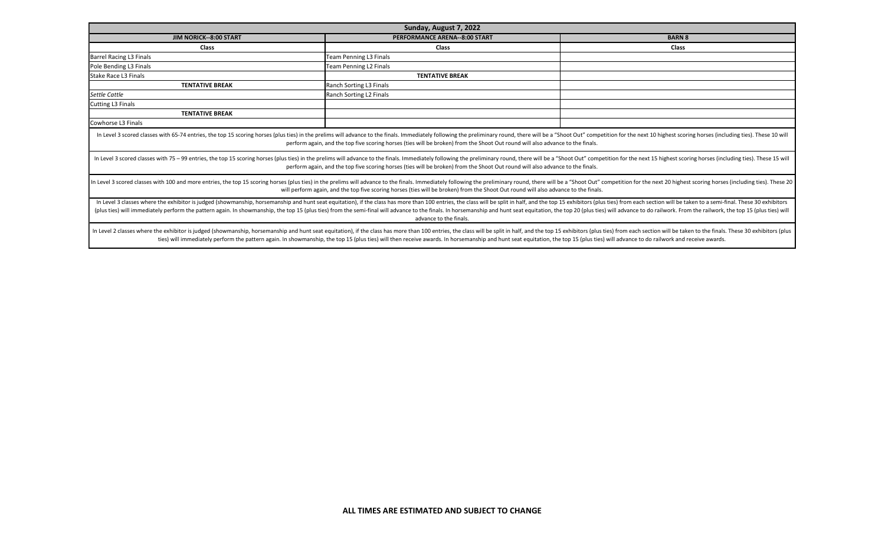| Sunday, August 7, 2022 | | |
|---|---|---|
| **JIM NORICK--8:00 START** | **PERFORMANCE ARENA--8:00 START** | **BARN 8** |
| **Class** | **Class** | **Class** |
| Barrel Racing L3 Finals | Team Penning L3 Finals | |
| Pole Bending L3 Finals | Team Penning L2 Finals | |
| Stake Race L3 Finals | **TENTATIVE BREAK** | |
| **TENTATIVE BREAK** | Ranch Sorting L3 Finals | |
| *Settle Cattle* | Ranch Sorting L2 Finals | |
| Cutting L3 Finals | | |
| **TENTATIVE BREAK** | | |
| Cowhorse L3 Finals | | |

In Level 3 scored classes with 65-74 entries, the top 15 scoring horses (plus ties) in the prelims will advance to the finals. Immediately following the preliminary round, there will be a "Shoot Out" competition for the next 10 highest scoring horses (including ties). These 10 will perform again, and the top five scoring horses (ties will be broken) from the Shoot Out round will also advance to the finals.

In Level 3 scored classes with 75 – 99 entries, the top 15 scoring horses (plus ties) in the prelims will advance to the finals. Immediately following the preliminary round, there will be a "Shoot Out" competition for the next 15 highest scoring horses (including ties). These 15 will perform again, and the top five scoring horses (ties will be broken) from the Shoot Out round will also advance to the finals.

In Level 3 scored classes with 100 and more entries, the top 15 scoring horses (plus ties) in the prelims will advance to the finals. Immediately following the preliminary round, there will be a "Shoot Out" competition for the next 20 highest scoring horses (including ties). These 20 will perform again, and the top five scoring horses (ties will be broken) from the Shoot Out round will also advance to the finals.

In Level 3 classes where the exhibitor is judged (showmanship, horsemanship and hunt seat equitation), if the class has more than 100 entries, the class will be split in half, and the top 15 exhibitors (plus ties) from each section will be taken to a semi-final. These 30 exhibitors (plus ties) will immediately perform the pattern again. In showmanship, the top 15 (plus ties) from the semi-final will advance to the finals. In horsemanship and hunt seat equitation, the top 20 (plus ties) will advance to do railwork. From the railwork, the top 15 (plus ties) will advance to the finals.

In Level 2 classes where the exhibitor is judged (showmanship, horsemanship and hunt seat equitation), if the class has more than 100 entries, the class will be split in half, and the top 15 exhibitors (plus ties) from each section will be taken to the finals. These 30 exhibitors (plus ties) will immediately perform the pattern again. In showmanship, the top 15 (plus ties) will then receive awards. In horsemanship and hunt seat equitation, the top 15 (plus ties) will advance to do railwork and receive awards.

**ALL TIMES ARE ESTIMATED AND SUBJECT TO CHANGE**